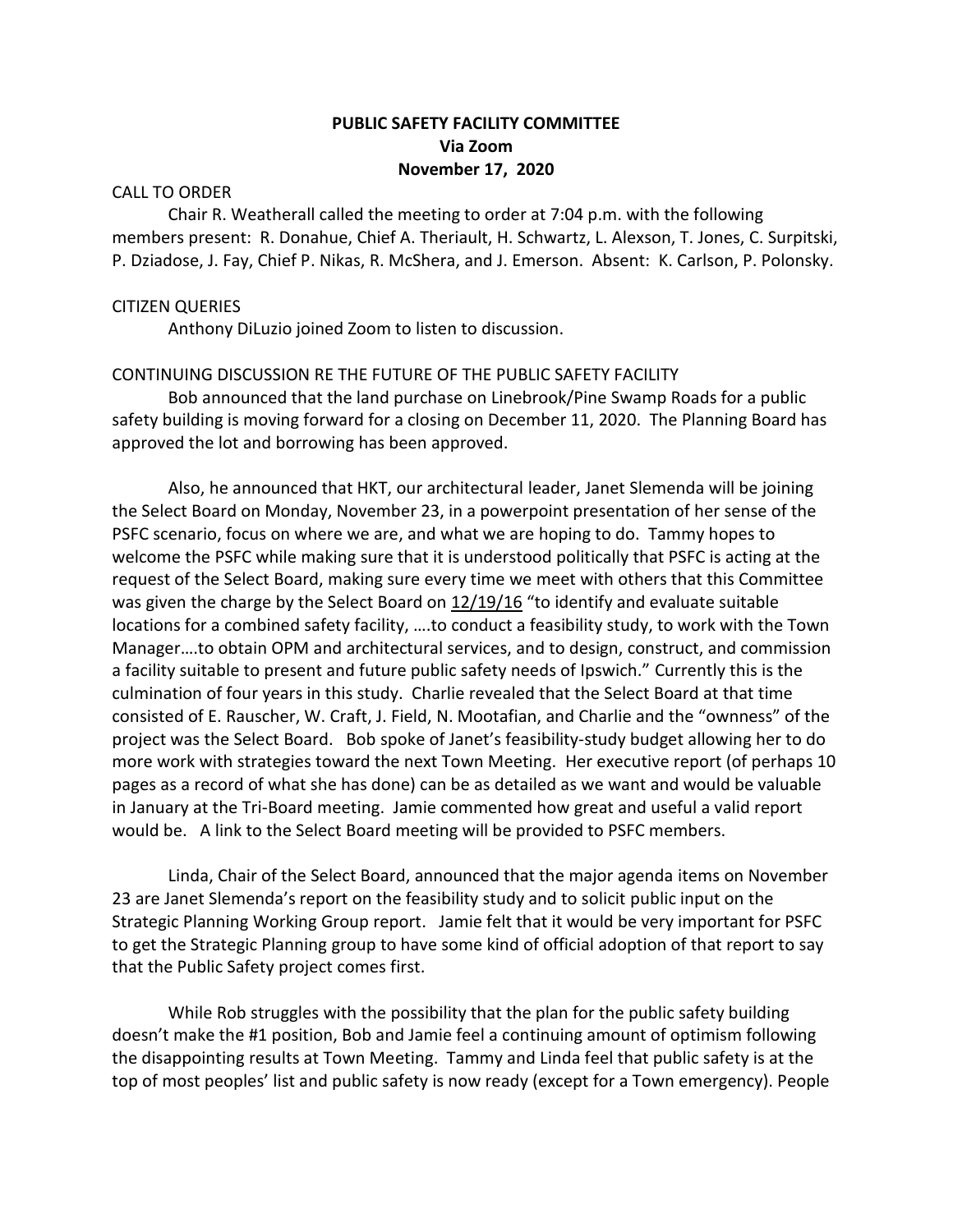**PUBLIC SAFETY FACILITY COMMITTEE**
**Via Zoom**
**November 17, 2020**

CALL TO ORDER

Chair R. Weatherall called the meeting to order at 7:04 p.m. with the following members present: R. Donahue, Chief A. Theriault, H. Schwartz, L. Alexson, T. Jones, C. Surpitski, P. Dziadose, J. Fay, Chief P. Nikas, R. McShera, and J. Emerson. Absent: K. Carlson, P. Polonsky.

CITIZEN QUERIES

Anthony DiLuzio joined Zoom to listen to discussion.

CONTINUING DISCUSSION RE THE FUTURE OF THE PUBLIC SAFETY FACILITY

Bob announced that the land purchase on Linebrook/Pine Swamp Roads for a public safety building is moving forward for a closing on December 11, 2020. The Planning Board has approved the lot and borrowing has been approved.

Also, he announced that HKT, our architectural leader, Janet Slemenda will be joining the Select Board on Monday, November 23, in a powerpoint presentation of her sense of the PSFC scenario, focus on where we are, and what we are hoping to do. Tammy hopes to welcome the PSFC while making sure that it is understood politically that PSFC is acting at the request of the Select Board, making sure every time we meet with others that this Committee was given the charge by the Select Board on 12/19/16 "to identify and evaluate suitable locations for a combined safety facility, ….to conduct a feasibility study, to work with the Town Manager….to obtain OPM and architectural services, and to design, construct, and commission a facility suitable to present and future public safety needs of Ipswich." Currently this is the culmination of four years in this study. Charlie revealed that the Select Board at that time consisted of E. Rauscher, W. Craft, J. Field, N. Mootafian, and Charlie and the "ownness" of the project was the Select Board. Bob spoke of Janet's feasibility-study budget allowing her to do more work with strategies toward the next Town Meeting. Her executive report (of perhaps 10 pages as a record of what she has done) can be as detailed as we want and would be valuable in January at the Tri-Board meeting. Jamie commented how great and useful a valid report would be. A link to the Select Board meeting will be provided to PSFC members.

Linda, Chair of the Select Board, announced that the major agenda items on November 23 are Janet Slemenda's report on the feasibility study and to solicit public input on the Strategic Planning Working Group report. Jamie felt that it would be very important for PSFC to get the Strategic Planning group to have some kind of official adoption of that report to say that the Public Safety project comes first.

While Rob struggles with the possibility that the plan for the public safety building doesn't make the #1 position, Bob and Jamie feel a continuing amount of optimism following the disappointing results at Town Meeting. Tammy and Linda feel that public safety is at the top of most peoples' list and public safety is now ready (except for a Town emergency). People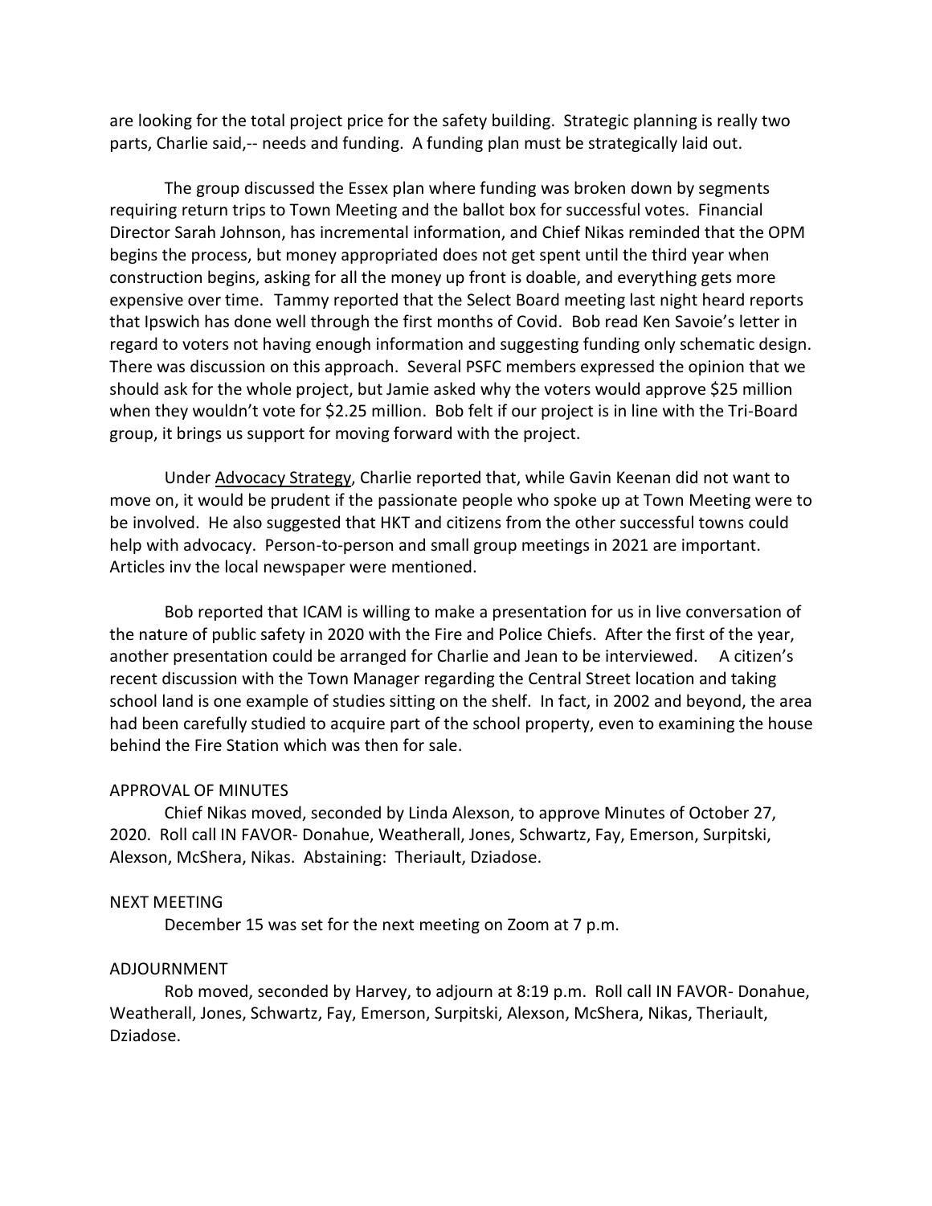are looking for the total project price for the safety building. Strategic planning is really two parts, Charlie said,-- needs and funding. A funding plan must be strategically laid out.

The group discussed the Essex plan where funding was broken down by segments requiring return trips to Town Meeting and the ballot box for successful votes. Financial Director Sarah Johnson, has incremental information, and Chief Nikas reminded that the OPM begins the process, but money appropriated does not get spent until the third year when construction begins, asking for all the money up front is doable, and everything gets more expensive over time. Tammy reported that the Select Board meeting last night heard reports that Ipswich has done well through the first months of Covid. Bob read Ken Savoie's letter in regard to voters not having enough information and suggesting funding only schematic design. There was discussion on this approach. Several PSFC members expressed the opinion that we should ask for the whole project, but Jamie asked why the voters would approve $25 million when they wouldn't vote for $2.25 million. Bob felt if our project is in line with the Tri-Board group, it brings us support for moving forward with the project.

Under Advocacy Strategy, Charlie reported that, while Gavin Keenan did not want to move on, it would be prudent if the passionate people who spoke up at Town Meeting were to be involved. He also suggested that HKT and citizens from the other successful towns could help with advocacy. Person-to-person and small group meetings in 2021 are important. Articles inv the local newspaper were mentioned.

Bob reported that ICAM is willing to make a presentation for us in live conversation of the nature of public safety in 2020 with the Fire and Police Chiefs. After the first of the year, another presentation could be arranged for Charlie and Jean to be interviewed. A citizen's recent discussion with the Town Manager regarding the Central Street location and taking school land is one example of studies sitting on the shelf. In fact, in 2002 and beyond, the area had been carefully studied to acquire part of the school property, even to examining the house behind the Fire Station which was then for sale.

APPROVAL OF MINUTES

Chief Nikas moved, seconded by Linda Alexson, to approve Minutes of October 27, 2020. Roll call IN FAVOR- Donahue, Weatherall, Jones, Schwartz, Fay, Emerson, Surpitski, Alexson, McShera, Nikas. Abstaining: Theriault, Dziadose.

NEXT MEETING

December 15 was set for the next meeting on Zoom at 7 p.m.

ADJOURNMENT

Rob moved, seconded by Harvey, to adjourn at 8:19 p.m. Roll call IN FAVOR- Donahue, Weatherall, Jones, Schwartz, Fay, Emerson, Surpitski, Alexson, McShera, Nikas, Theriault, Dziadose.